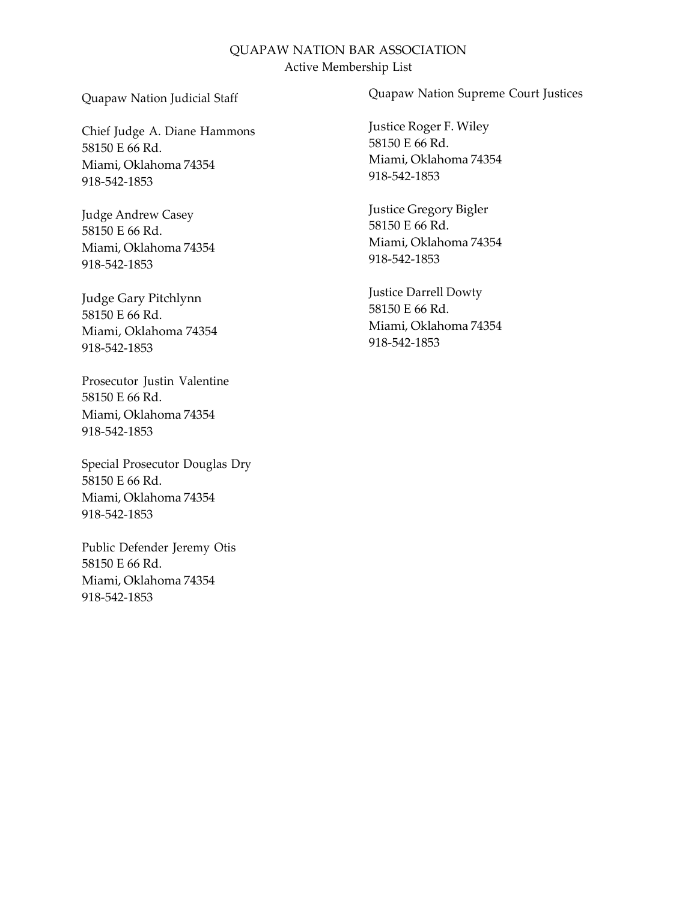# QUAPAW NATION BAR ASSOCIATION

Active Membership List

## Quapaw Nation Judicial Staff

Chief Judge A. Diane Hammons
58150 E 66 Rd.
Miami, Oklahoma 74354
918-542-1853

Judge Andrew Casey
58150 E 66 Rd.
Miami, Oklahoma 74354
918-542-1853

Judge Gary Pitchlynn
58150 E 66 Rd.
Miami, Oklahoma 74354
918-542-1853

Prosecutor Justin Valentine
58150 E 66 Rd.
Miami, Oklahoma 74354
918-542-1853

Special Prosecutor Douglas Dry
58150 E 66 Rd.
Miami, Oklahoma 74354
918-542-1853

Public Defender Jeremy Otis
58150 E 66 Rd.
Miami, Oklahoma 74354
918-542-1853

## Quapaw Nation Supreme Court Justices

Justice Roger F. Wiley
58150 E 66 Rd.
Miami, Oklahoma 74354
918-542-1853

Justice Gregory Bigler
58150 E 66 Rd.
Miami, Oklahoma 74354
918-542-1853

Justice Darrell Dowty
58150 E 66 Rd.
Miami, Oklahoma 74354
918-542-1853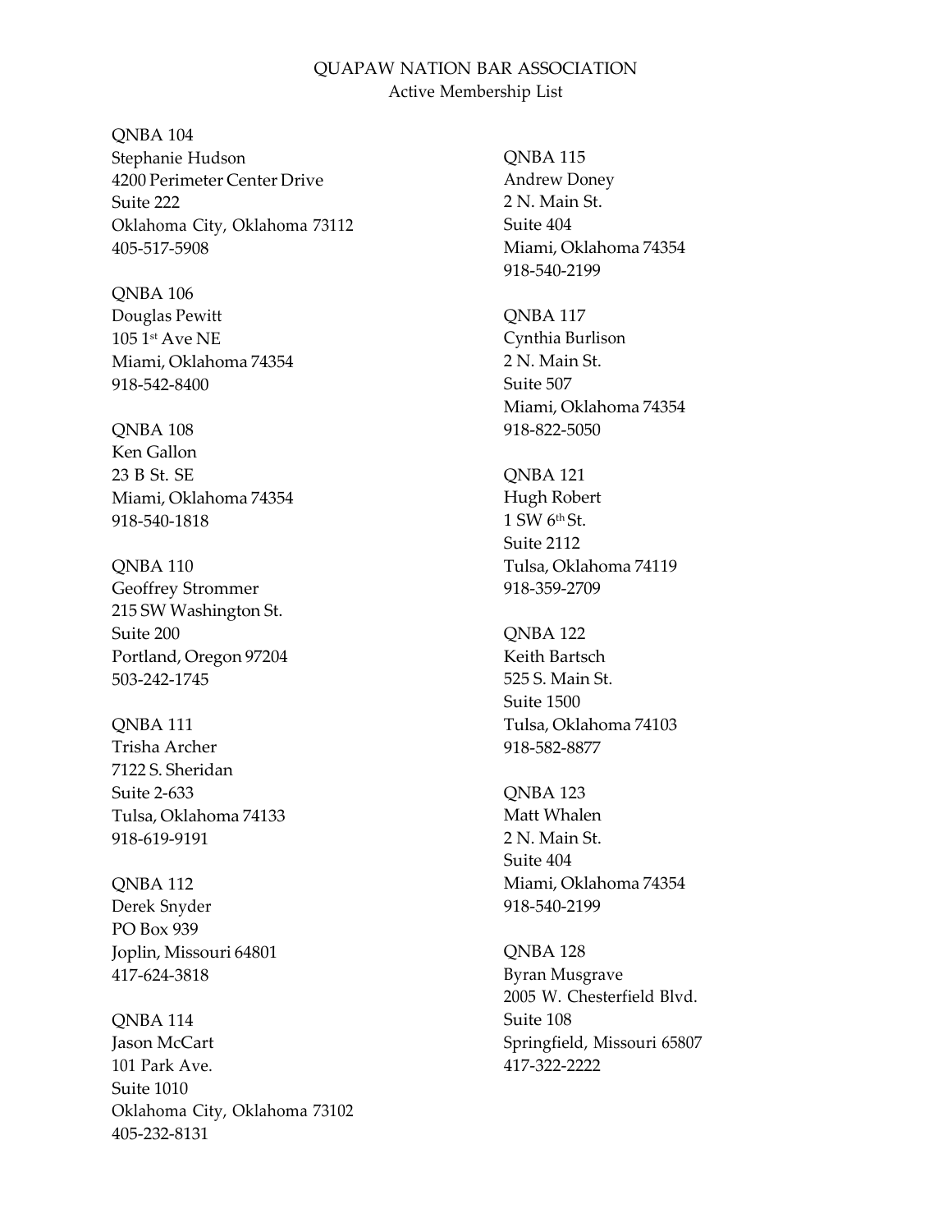QUAPAW NATION BAR ASSOCIATION
Active Membership List

QNBA 104
Stephanie Hudson
4200 Perimeter Center Drive
Suite 222
Oklahoma City, Oklahoma 73112
405-517-5908

QNBA 106
Douglas Pewitt
105 1st Ave NE
Miami, Oklahoma 74354
918-542-8400

QNBA 108
Ken Gallon
23 B St. SE
Miami, Oklahoma 74354
918-540-1818

QNBA 110
Geoffrey Strommer
215 SW Washington St.
Suite 200
Portland, Oregon 97204
503-242-1745

QNBA 111
Trisha Archer
7122 S. Sheridan
Suite 2-633
Tulsa, Oklahoma 74133
918-619-9191

QNBA 112
Derek Snyder
PO Box 939
Joplin, Missouri 64801
417-624-3818

QNBA 114
Jason McCart
101 Park Ave.
Suite 1010
Oklahoma City, Oklahoma 73102
405-232-8131

QNBA 115
Andrew Doney
2 N. Main St.
Suite 404
Miami, Oklahoma 74354
918-540-2199

QNBA 117
Cynthia Burlison
2 N. Main St.
Suite 507
Miami, Oklahoma 74354
918-822-5050

QNBA 121
Hugh Robert
1 SW 6th St.
Suite 2112
Tulsa, Oklahoma 74119
918-359-2709

QNBA 122
Keith Bartsch
525 S. Main St.
Suite 1500
Tulsa, Oklahoma 74103
918-582-8877

QNBA 123
Matt Whalen
2 N. Main St.
Suite 404
Miami, Oklahoma 74354
918-540-2199

QNBA 128
Byran Musgrave
2005 W. Chesterfield Blvd.
Suite 108
Springfield, Missouri 65807
417-322-2222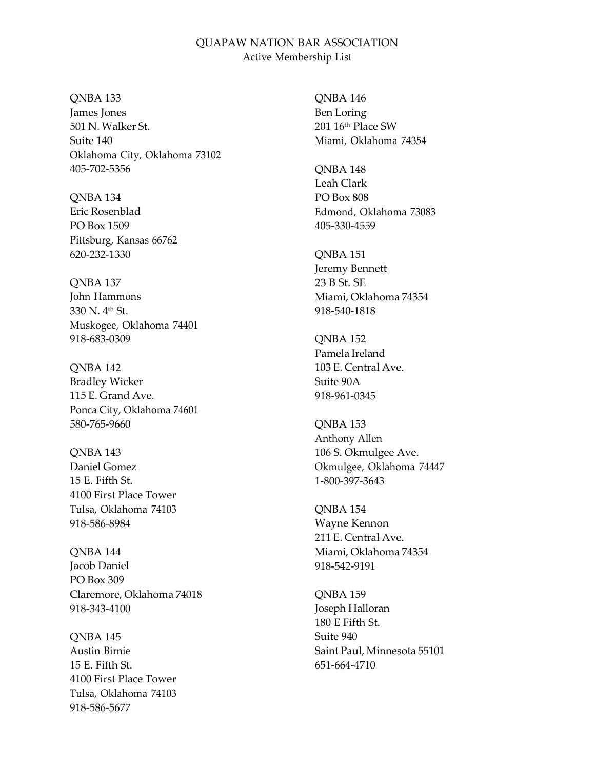QUAPAW NATION BAR ASSOCIATION
Active Membership List

QNBA 133
James Jones
501 N. Walker St.
Suite 140
Oklahoma City, Oklahoma 73102
405-702-5356

QNBA 134
Eric Rosenblad
PO Box 1509
Pittsburg, Kansas 66762
620-232-1330

QNBA 137
John Hammons
330 N. 4th St.
Muskogee, Oklahoma 74401
918-683-0309

QNBA 142
Bradley Wicker
115 E. Grand Ave.
Ponca City, Oklahoma 74601
580-765-9660

QNBA 143
Daniel Gomez
15 E. Fifth St.
4100 First Place Tower
Tulsa, Oklahoma 74103
918-586-8984

QNBA 144
Jacob Daniel
PO Box 309
Claremore, Oklahoma 74018
918-343-4100

QNBA 145
Austin Birnie
15 E. Fifth St.
4100 First Place Tower
Tulsa, Oklahoma 74103
918-586-5677

QNBA 146
Ben Loring
201 16th Place SW
Miami, Oklahoma 74354

QNBA 148
Leah Clark
PO Box 808
Edmond, Oklahoma 73083
405-330-4559

QNBA 151
Jeremy Bennett
23 B St. SE
Miami, Oklahoma 74354
918-540-1818

QNBA 152
Pamela Ireland
103 E. Central Ave.
Suite 90A
918-961-0345

QNBA 153
Anthony Allen
106 S. Okmulgee Ave.
Okmulgee, Oklahoma 74447
1-800-397-3643

QNBA 154
Wayne Kennon
211 E. Central Ave.
Miami, Oklahoma 74354
918-542-9191

QNBA 159
Joseph Halloran
180 E Fifth St.
Suite 940
Saint Paul, Minnesota 55101
651-664-4710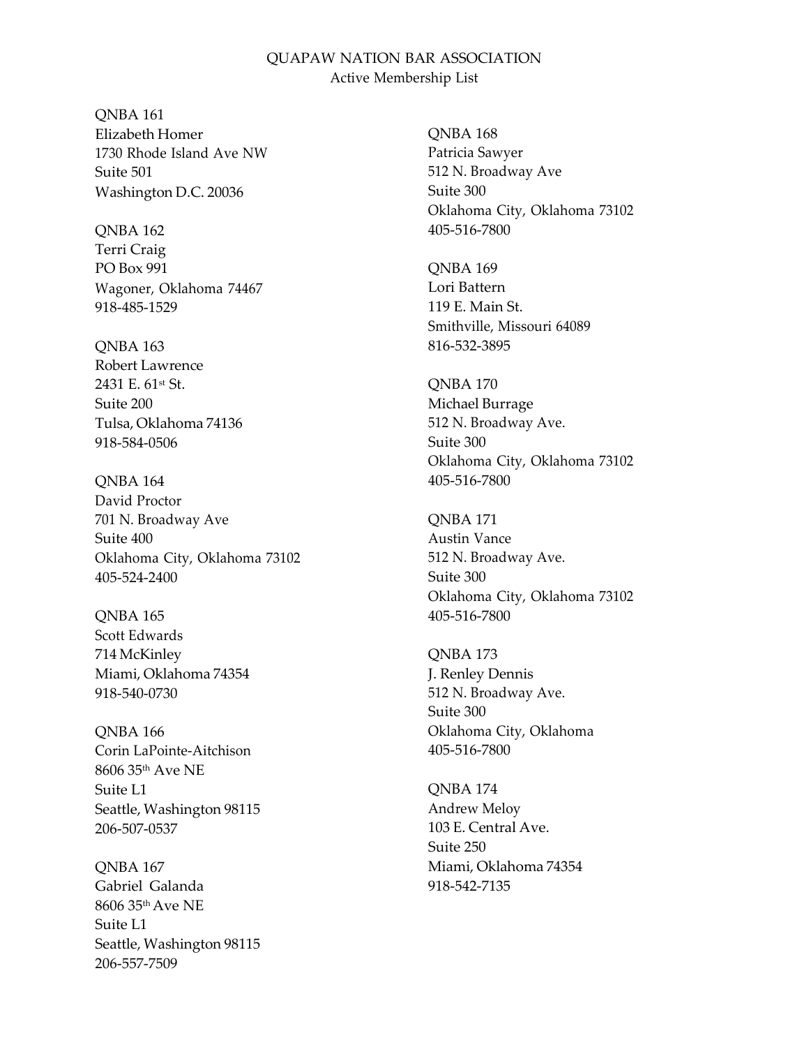# QUAPAW NATION BAR ASSOCIATION
Active Membership List

QNBA 161
Elizabeth Homer
1730 Rhode Island Ave NW
Suite 501
Washington D.C. 20036

QNBA 162
Terri Craig
PO Box 991
Wagoner, Oklahoma 74467
918-485-1529

QNBA 163
Robert Lawrence
2431 E. 61st St.
Suite 200
Tulsa, Oklahoma 74136
918-584-0506

QNBA 164
David Proctor
701 N. Broadway Ave
Suite 400
Oklahoma City, Oklahoma 73102
405-524-2400

QNBA 165
Scott Edwards
714 McKinley
Miami, Oklahoma 74354
918-540-0730

QNBA 166
Corin LaPointe-Aitchison
8606 35th Ave NE
Suite L1
Seattle, Washington 98115
206-507-0537

QNBA 167
Gabriel Galanda
8606 35th Ave NE
Suite L1
Seattle, Washington 98115
206-557-7509

QNBA 168
Patricia Sawyer
512 N. Broadway Ave
Suite 300
Oklahoma City, Oklahoma 73102
405-516-7800

QNBA 169
Lori Battern
119 E. Main St.
Smithville, Missouri 64089
816-532-3895

QNBA 170
Michael Burrage
512 N. Broadway Ave.
Suite 300
Oklahoma City, Oklahoma 73102
405-516-7800

QNBA 171
Austin Vance
512 N. Broadway Ave.
Suite 300
Oklahoma City, Oklahoma 73102
405-516-7800

QNBA 173
J. Renley Dennis
512 N. Broadway Ave.
Suite 300
Oklahoma City, Oklahoma
405-516-7800

QNBA 174
Andrew Meloy
103 E. Central Ave.
Suite 250
Miami, Oklahoma 74354
918-542-7135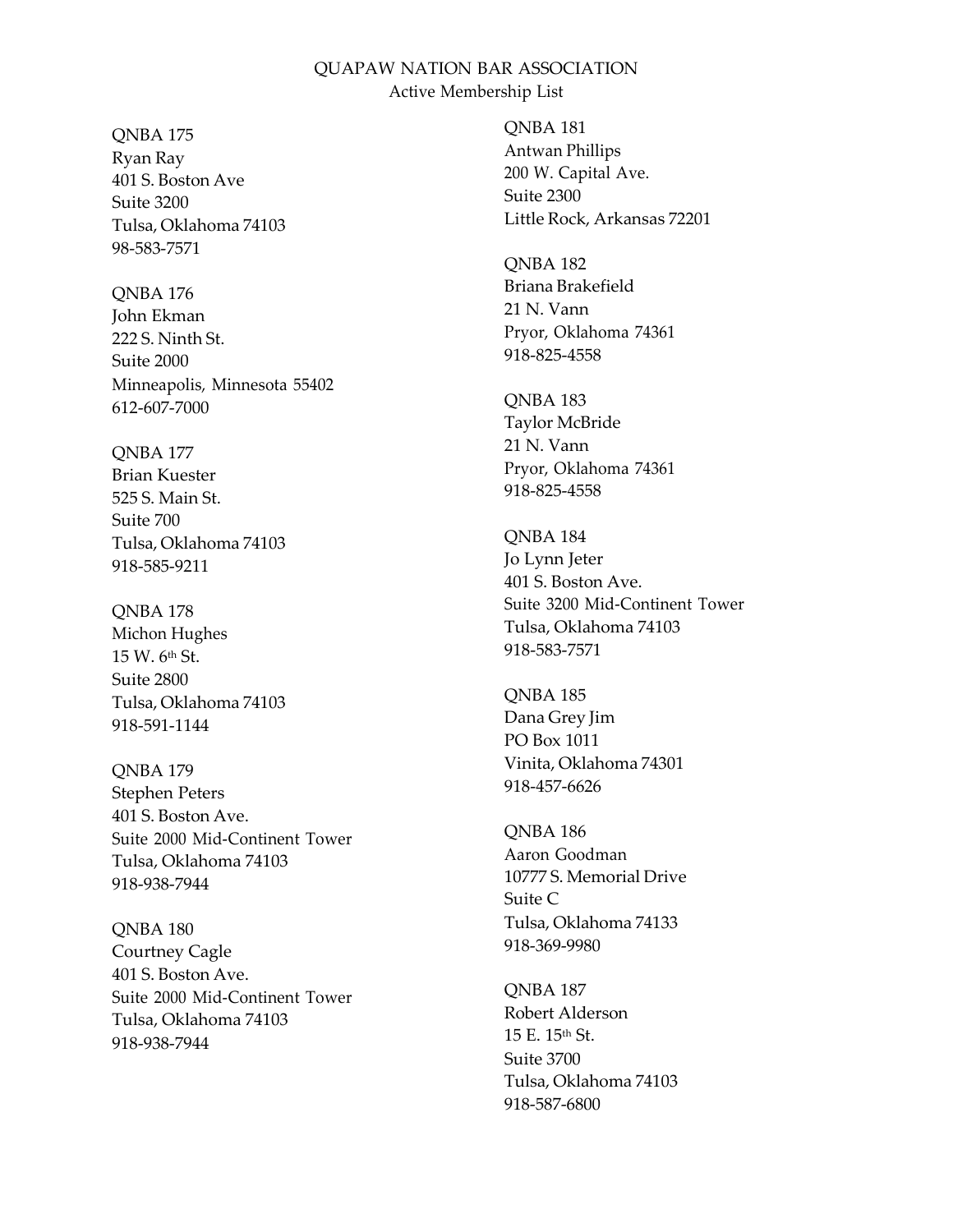QUAPAW NATION BAR ASSOCIATION
Active Membership List

QNBA 175
Ryan Ray
401 S. Boston Ave
Suite 3200
Tulsa, Oklahoma 74103
98-583-7571

QNBA 176
John Ekman
222 S. Ninth St.
Suite 2000
Minneapolis, Minnesota 55402
612-607-7000

QNBA 177
Brian Kuester
525 S. Main St.
Suite 700
Tulsa, Oklahoma 74103
918-585-9211

QNBA 178
Michon Hughes
15 W. 6th St.
Suite 2800
Tulsa, Oklahoma 74103
918-591-1144

QNBA 179
Stephen Peters
401 S. Boston Ave.
Suite 2000 Mid-Continent Tower
Tulsa, Oklahoma 74103
918-938-7944

QNBA 180
Courtney Cagle
401 S. Boston Ave.
Suite 2000 Mid-Continent Tower
Tulsa, Oklahoma 74103
918-938-7944

QNBA 181
Antwan Phillips
200 W. Capital Ave.
Suite 2300
Little Rock, Arkansas 72201

QNBA 182
Briana Brakefield
21 N. Vann
Pryor, Oklahoma 74361
918-825-4558

QNBA 183
Taylor McBride
21 N. Vann
Pryor, Oklahoma 74361
918-825-4558

QNBA 184
Jo Lynn Jeter
401 S. Boston Ave.
Suite 3200 Mid-Continent Tower
Tulsa, Oklahoma 74103
918-583-7571

QNBA 185
Dana Grey Jim
PO Box 1011
Vinita, Oklahoma 74301
918-457-6626

QNBA 186
Aaron Goodman
10777 S. Memorial Drive
Suite C
Tulsa, Oklahoma 74133
918-369-9980

QNBA 187
Robert Alderson
15 E. 15th St.
Suite 3700
Tulsa, Oklahoma 74103
918-587-6800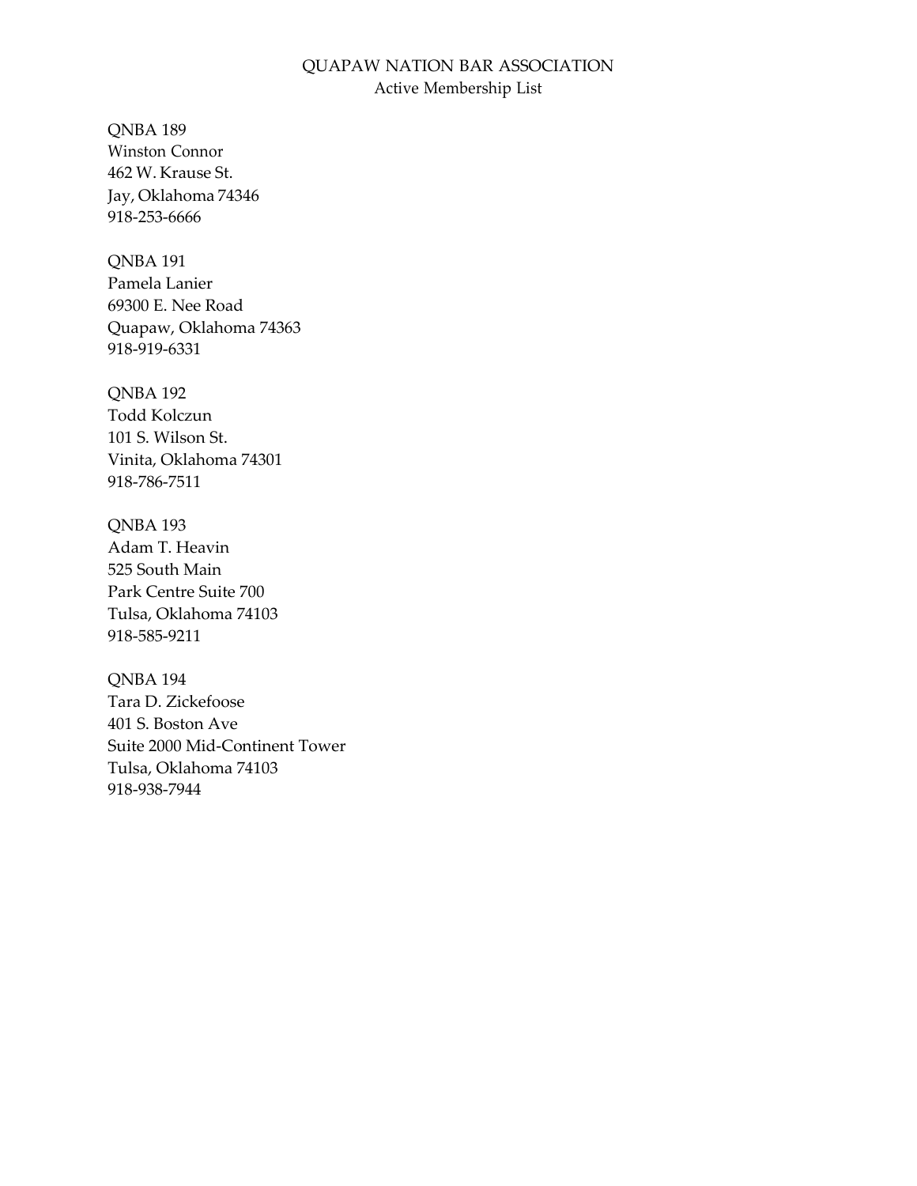# QUAPAW NATION BAR ASSOCIATION

Active Membership List

QNBA 189
Winston Connor
462 W. Krause St.
Jay, Oklahoma 74346
918-253-6666

QNBA 191
Pamela Lanier
69300 E. Nee Road
Quapaw, Oklahoma 74363
918-919-6331

QNBA 192
Todd Kolczun
101 S. Wilson St.
Vinita, Oklahoma 74301
918-786-7511

QNBA 193
Adam T. Heavin
525 South Main
Park Centre Suite 700
Tulsa, Oklahoma 74103
918-585-9211

QNBA 194
Tara D. Zickefoose
401 S. Boston Ave
Suite 2000 Mid-Continent Tower
Tulsa, Oklahoma 74103
918-938-7944